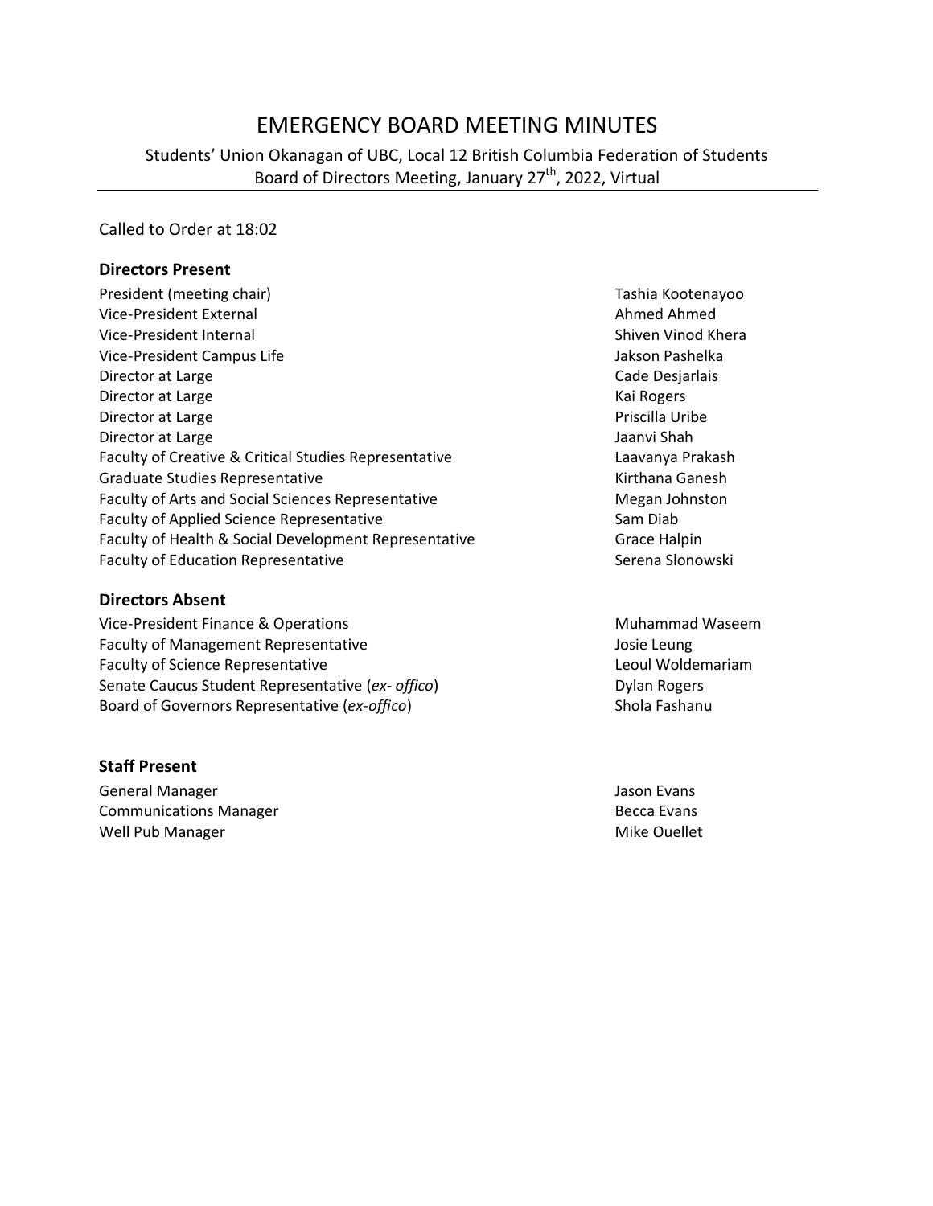# EMERGENCY BOARD MEETING MINUTES

Students' Union Okanagan of UBC, Local 12 British Columbia Federation of Students
Board of Directors Meeting, January 27th, 2022, Virtual

Called to Order at 18:02

## Directors Present

| | |
|---|---|
| President (meeting chair) | Tashia Kootenayoo |
| Vice-President External | Ahmed Ahmed |
| Vice-President Internal | Shiven Vinod Khera |
| Vice-President Campus Life | Jakson Pashelka |
| Director at Large | Cade Desjarlais |
| Director at Large | Kai Rogers |
| Director at Large | Priscilla Uribe |
| Director at Large | Jaanvi Shah |
| Faculty of Creative & Critical Studies Representative | Laavanya Prakash |
| Graduate Studies Representative | Kirthana Ganesh |
| Faculty of Arts and Social Sciences Representative | Megan Johnston |
| Faculty of Applied Science Representative | Sam Diab |
| Faculty of Health & Social Development Representative | Grace Halpin |
| Faculty of Education Representative | Serena Slonowski |

## Directors Absent

| | |
|---|---|
| Vice-President Finance & Operations | Muhammad Waseem |
| Faculty of Management Representative | Josie Leung |
| Faculty of Science Representative | Leoul Woldemariam |
| Senate Caucus Student Representative (*ex- offico*) | Dylan Rogers |
| Board of Governors Representative (*ex-offico*) | Shola Fashanu |

## Staff Present

| | |
|---|---|
| General Manager | Jason Evans |
| Communications Manager | Becca Evans |
| Well Pub Manager | Mike Ouellet |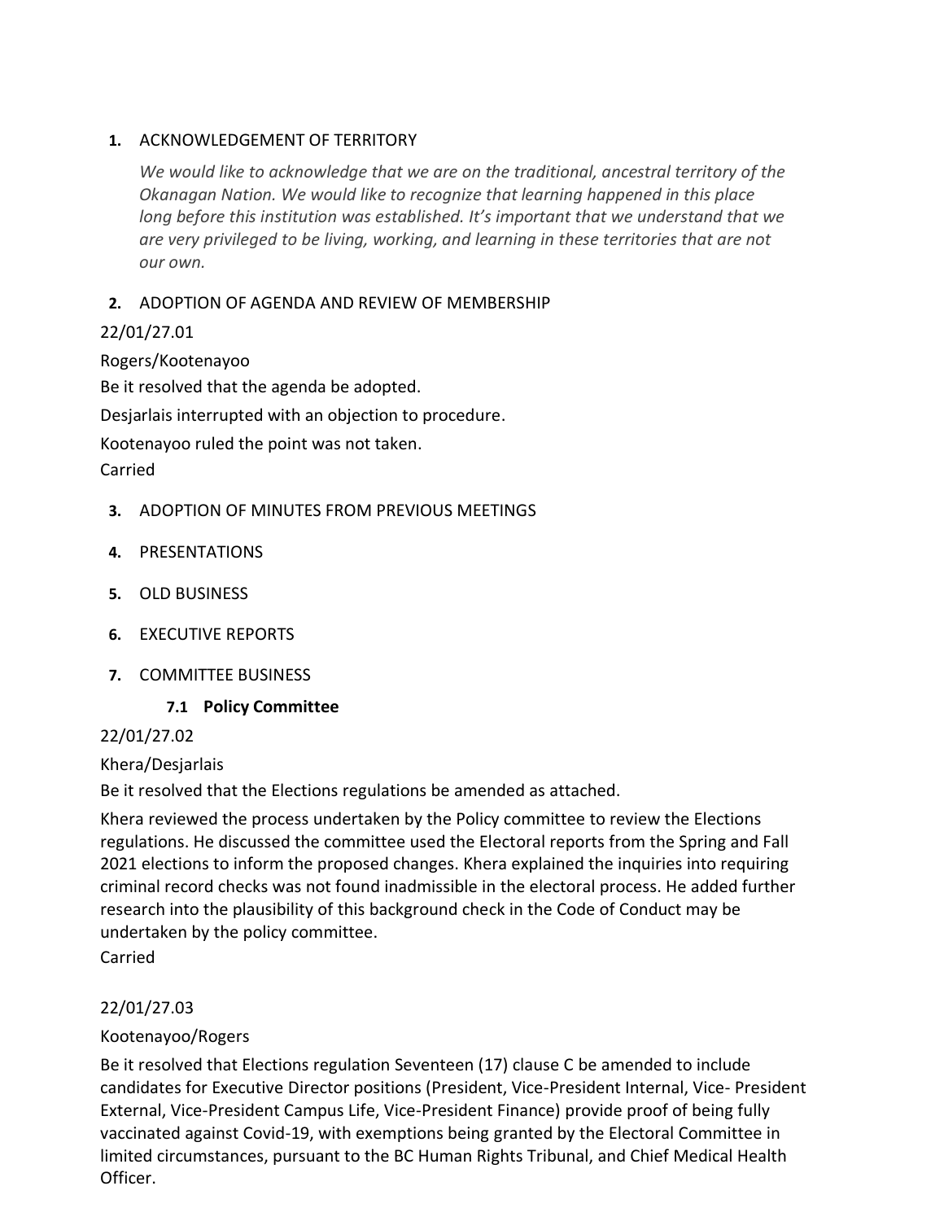1. ACKNOWLEDGEMENT OF TERRITORY

   *We would like to acknowledge that we are on the traditional, ancestral territory of the Okanagan Nation. We would like to recognize that learning happened in this place long before this institution was established. It's important that we understand that we are very privileged to be living, working, and learning in these territories that are not our own.*

2. ADOPTION OF AGENDA AND REVIEW OF MEMBERSHIP

22/01/27.01

Rogers/Kootenayoo

Be it resolved that the agenda be adopted.

Desjarlais interrupted with an objection to procedure.

Kootenayoo ruled the point was not taken.

Carried

3. ADOPTION OF MINUTES FROM PREVIOUS MEETINGS

4. PRESENTATIONS

5. OLD BUSINESS

6. EXECUTIVE REPORTS

7. COMMITTEE BUSINESS

### 7.1 Policy Committee

22/01/27.02

Khera/Desjarlais

Be it resolved that the Elections regulations be amended as attached.

Khera reviewed the process undertaken by the Policy committee to review the Elections regulations. He discussed the committee used the Electoral reports from the Spring and Fall 2021 elections to inform the proposed changes. Khera explained the inquiries into requiring criminal record checks was not found inadmissible in the electoral process. He added further research into the plausibility of this background check in the Code of Conduct may be undertaken by the policy committee.

Carried

22/01/27.03

Kootenayoo/Rogers

Be it resolved that Elections regulation Seventeen (17) clause C be amended to include candidates for Executive Director positions (President, Vice-President Internal, Vice- President External, Vice-President Campus Life, Vice-President Finance) provide proof of being fully vaccinated against Covid-19, with exemptions being granted by the Electoral Committee in limited circumstances, pursuant to the BC Human Rights Tribunal, and Chief Medical Health Officer.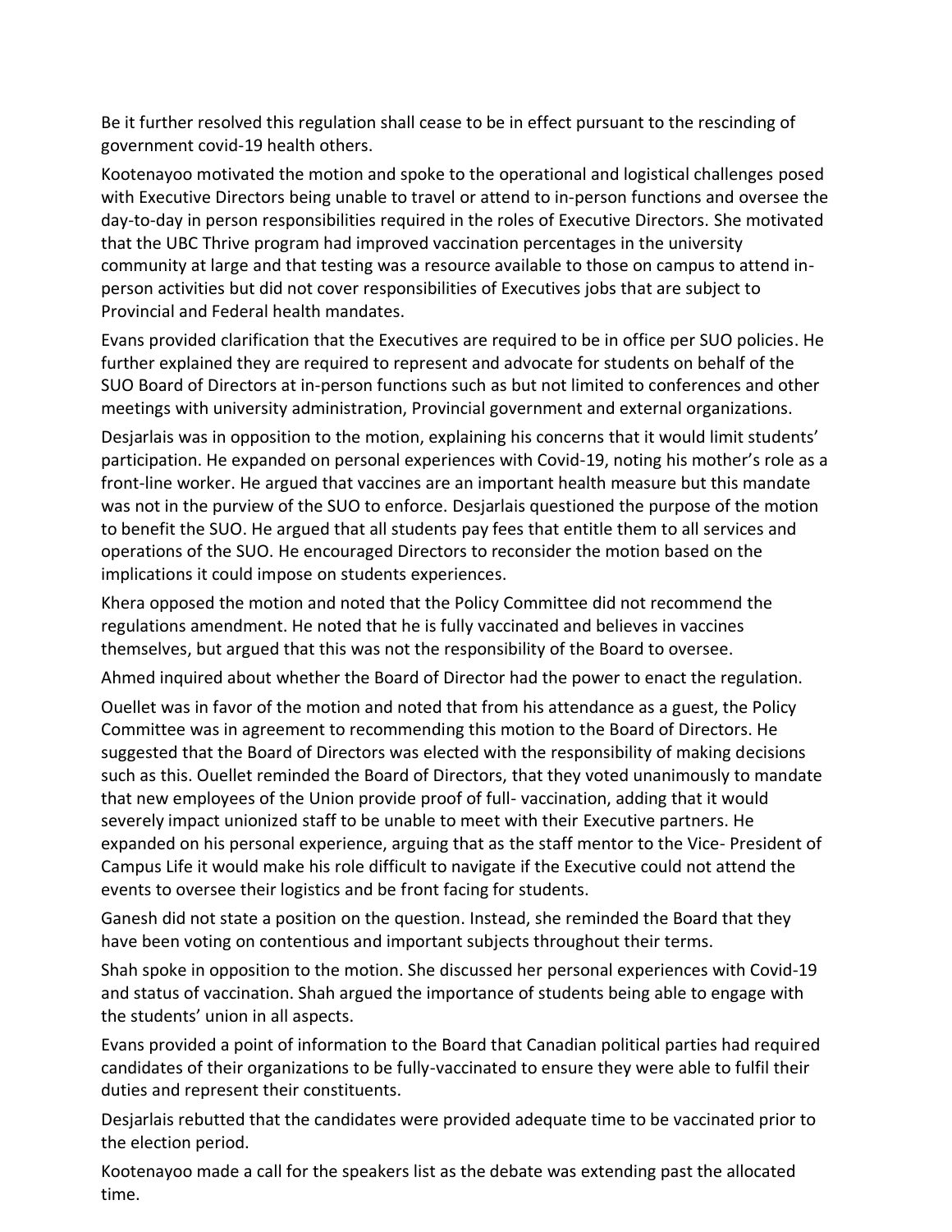Be it further resolved this regulation shall cease to be in effect pursuant to the rescinding of government covid-19 health others.

Kootenayoo motivated the motion and spoke to the operational and logistical challenges posed with Executive Directors being unable to travel or attend to in-person functions and oversee the day-to-day in person responsibilities required in the roles of Executive Directors. She motivated that the UBC Thrive program had improved vaccination percentages in the university community at large and that testing was a resource available to those on campus to attend in-person activities but did not cover responsibilities of Executives jobs that are subject to Provincial and Federal health mandates.

Evans provided clarification that the Executives are required to be in office per SUO policies. He further explained they are required to represent and advocate for students on behalf of the SUO Board of Directors at in-person functions such as but not limited to conferences and other meetings with university administration, Provincial government and external organizations.

Desjarlais was in opposition to the motion, explaining his concerns that it would limit students' participation. He expanded on personal experiences with Covid-19, noting his mother's role as a front-line worker. He argued that vaccines are an important health measure but this mandate was not in the purview of the SUO to enforce. Desjarlais questioned the purpose of the motion to benefit the SUO. He argued that all students pay fees that entitle them to all services and operations of the SUO. He encouraged Directors to reconsider the motion based on the implications it could impose on students experiences.

Khera opposed the motion and noted that the Policy Committee did not recommend the regulations amendment. He noted that he is fully vaccinated and believes in vaccines themselves, but argued that this was not the responsibility of the Board to oversee.

Ahmed inquired about whether the Board of Director had the power to enact the regulation.

Ouellet was in favor of the motion and noted that from his attendance as a guest, the Policy Committee was in agreement to recommending this motion to the Board of Directors. He suggested that the Board of Directors was elected with the responsibility of making decisions such as this. Ouellet reminded the Board of Directors, that they voted unanimously to mandate that new employees of the Union provide proof of full- vaccination, adding that it would severely impact unionized staff to be unable to meet with their Executive partners. He expanded on his personal experience, arguing that as the staff mentor to the Vice- President of Campus Life it would make his role difficult to navigate if the Executive could not attend the events to oversee their logistics and be front facing for students.

Ganesh did not state a position on the question. Instead, she reminded the Board that they have been voting on contentious and important subjects throughout their terms.

Shah spoke in opposition to the motion. She discussed her personal experiences with Covid-19 and status of vaccination. Shah argued the importance of students being able to engage with the students' union in all aspects.

Evans provided a point of information to the Board that Canadian political parties had required candidates of their organizations to be fully-vaccinated to ensure they were able to fulfil their duties and represent their constituents.

Desjarlais rebutted that the candidates were provided adequate time to be vaccinated prior to the election period.

Kootenayoo made a call for the speakers list as the debate was extending past the allocated time.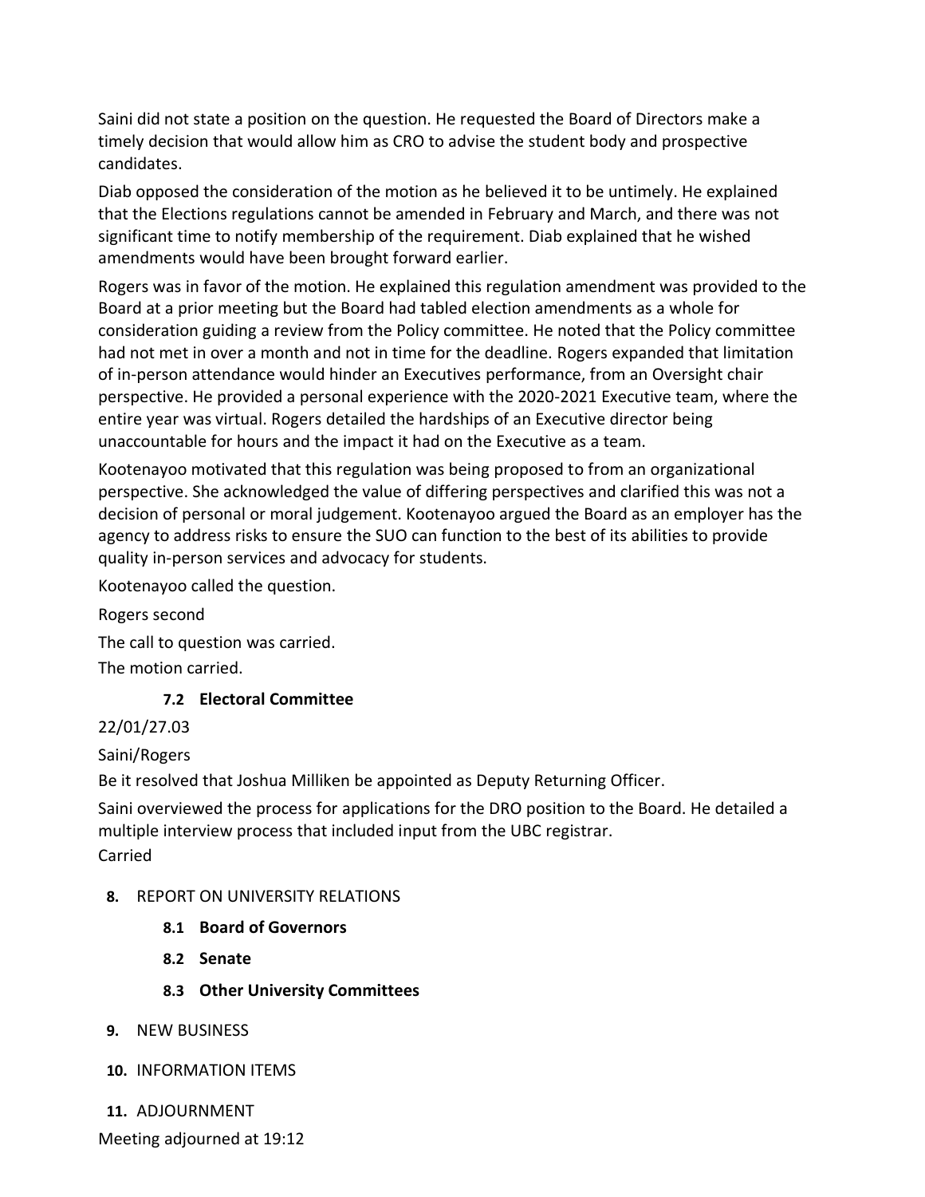Saini did not state a position on the question. He requested the Board of Directors make a timely decision that would allow him as CRO to advise the student body and prospective candidates.

Diab opposed the consideration of the motion as he believed it to be untimely. He explained that the Elections regulations cannot be amended in February and March, and there was not significant time to notify membership of the requirement. Diab explained that he wished amendments would have been brought forward earlier.

Rogers was in favor of the motion. He explained this regulation amendment was provided to the Board at a prior meeting but the Board had tabled election amendments as a whole for consideration guiding a review from the Policy committee. He noted that the Policy committee had not met in over a month and not in time for the deadline. Rogers expanded that limitation of in-person attendance would hinder an Executives performance, from an Oversight chair perspective. He provided a personal experience with the 2020-2021 Executive team, where the entire year was virtual. Rogers detailed the hardships of an Executive director being unaccountable for hours and the impact it had on the Executive as a team.

Kootenayoo motivated that this regulation was being proposed to from an organizational perspective. She acknowledged the value of differing perspectives and clarified this was not a decision of personal or moral judgement. Kootenayoo argued the Board as an employer has the agency to address risks to ensure the SUO can function to the best of its abilities to provide quality in-person services and advocacy for students.

Kootenayoo called the question.

Rogers second

The call to question was carried.

The motion carried.

### 7.2 Electoral Committee

22/01/27.03

Saini/Rogers

Be it resolved that Joshua Milliken be appointed as Deputy Returning Officer.

Saini overviewed the process for applications for the DRO position to the Board. He detailed a multiple interview process that included input from the UBC registrar.

Carried

## 8. REPORT ON UNIVERSITY RELATIONS

### 8.1 Board of Governors

### 8.2 Senate

### 8.3 Other University Committees

## 9. NEW BUSINESS

## 10. INFORMATION ITEMS

## 11. ADJOURNMENT

Meeting adjourned at 19:12